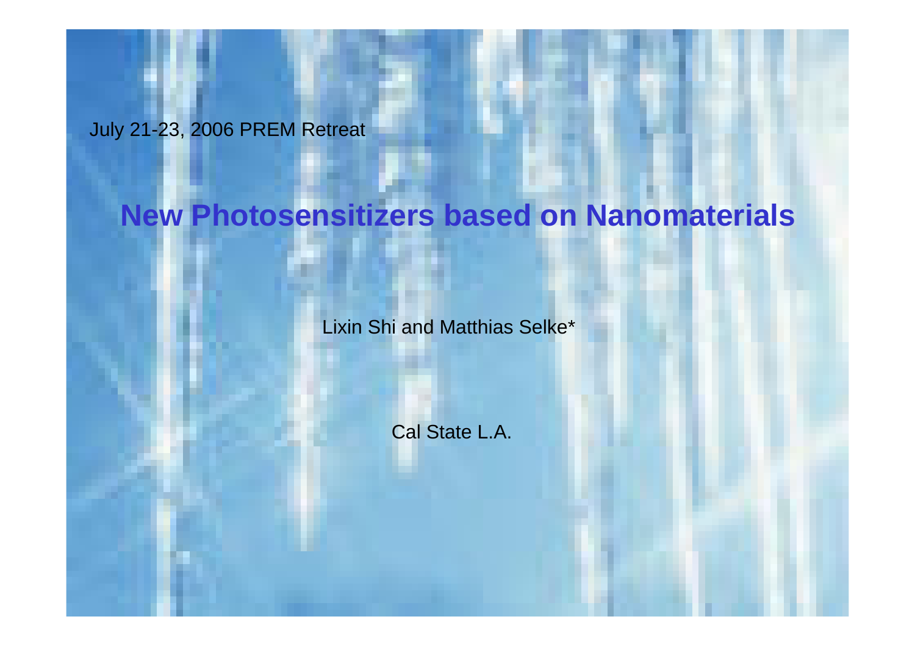July 21-23, 2006 PREM Retreat

# New Photosensitizers based on Nanomaterials

Lixin Shi and Matthias Selke*

Cal State L.A.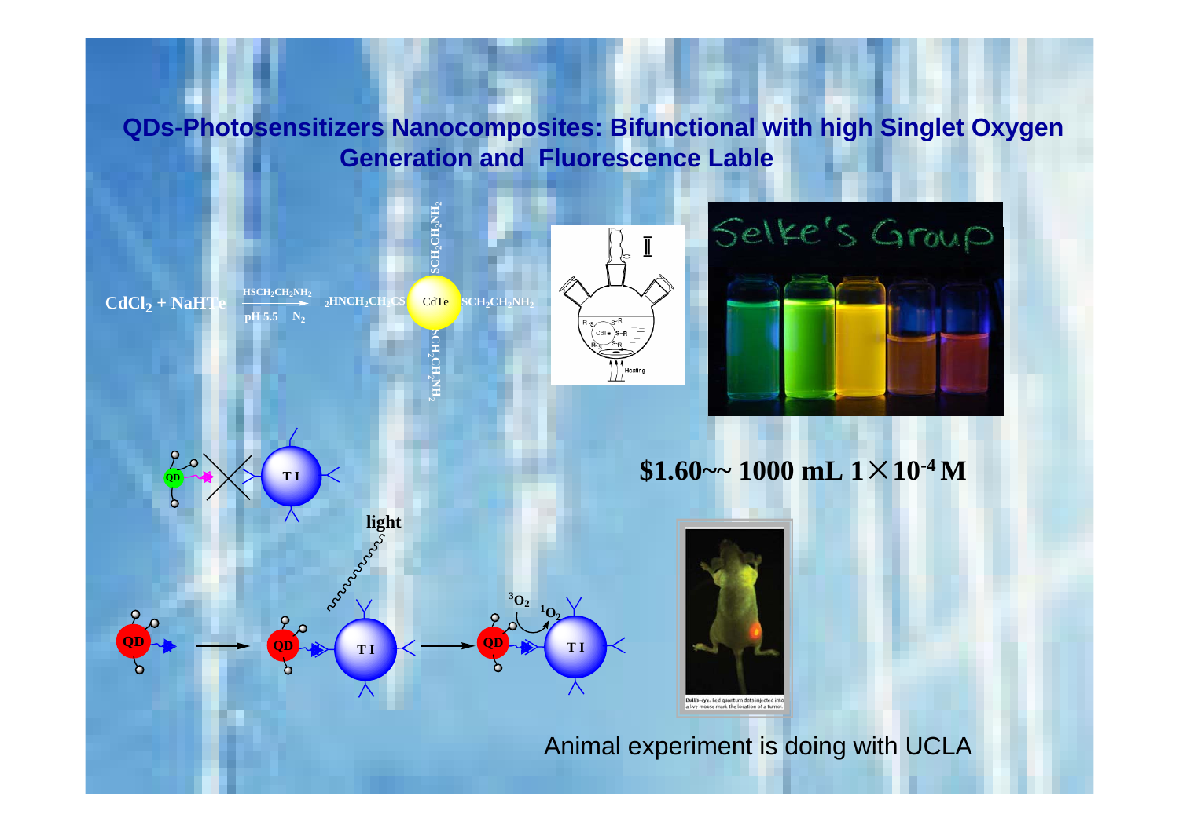# QDs-Photosensitizers Nanocomposites: Bifunctional with high Singlet Oxygen Generation and Fluorescence Lable

$CdCl_2 + NaHTe \xrightarrow[\text{pH 5.5} \quad N_2]{HSCH_2CH_2NH_2}$ CdTe capped with $SCH_2CH_2NH_2$

Selke's Group

**$1.60~~ 1000 mL $1 \times 10^{-4}$ M**

light

QD → QD–TI → QD–TI: ${}^3O_2 \rightarrow {}^1O_2$

Bull's-eye. Red quantum dots injected into a live mouse mark the location of a tumor.

Animal experiment is doing with UCLA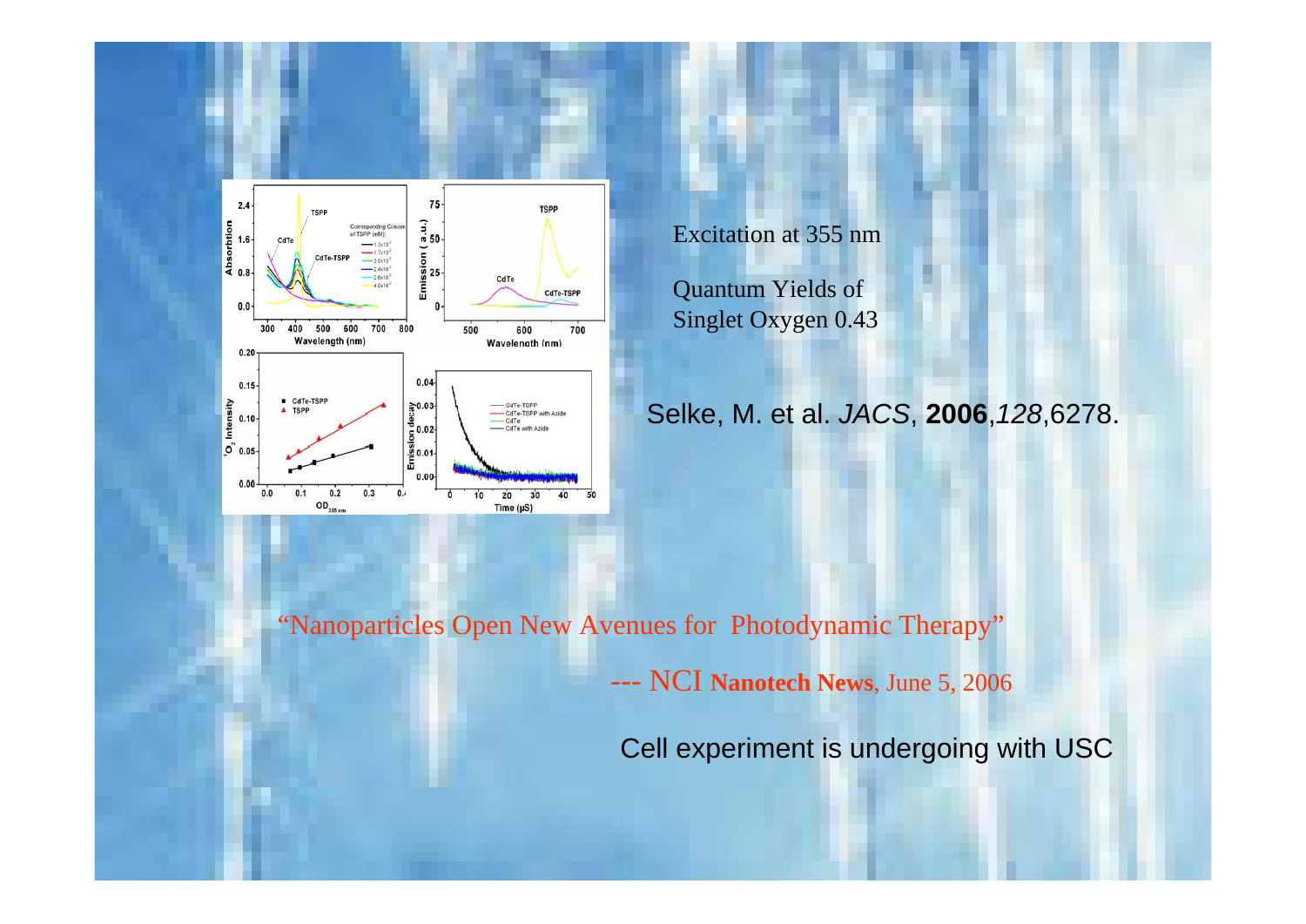Excitation at 355 nm

Quantum Yields of Singlet Oxygen 0.43

Selke, M. et al. *JACS*, **2006**,*128*,6278.

"Nanoparticles Open New Avenues for Photodynamic Therapy"

--- NCI **Nanotech News**, June 5, 2006

Cell experiment is undergoing with USC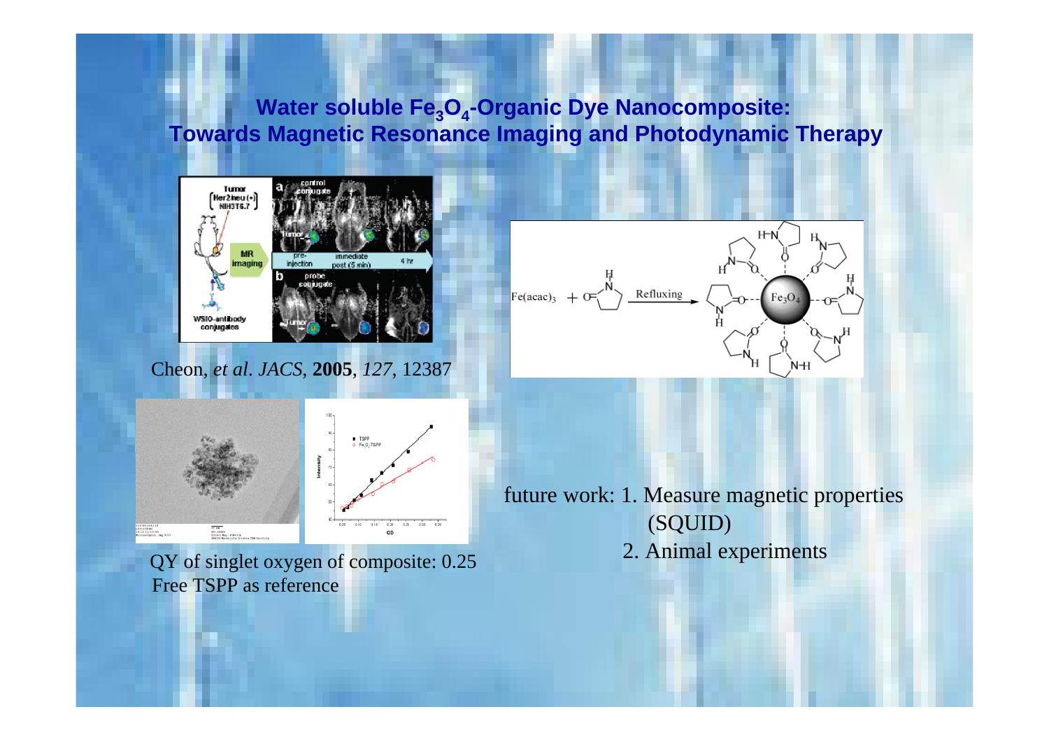## Water soluble $Fe_3O_4$-Organic Dye Nanocomposite: Towards Magnetic Resonance Imaging and Photodynamic Therapy

Cheon, *et al*. *JACS*, **2005**, *127*, 12387

QY of singlet oxygen of composite: 0.25
Free TSPP as reference

future work: 1. Measure magnetic properties (SQUID)
2. Animal experiments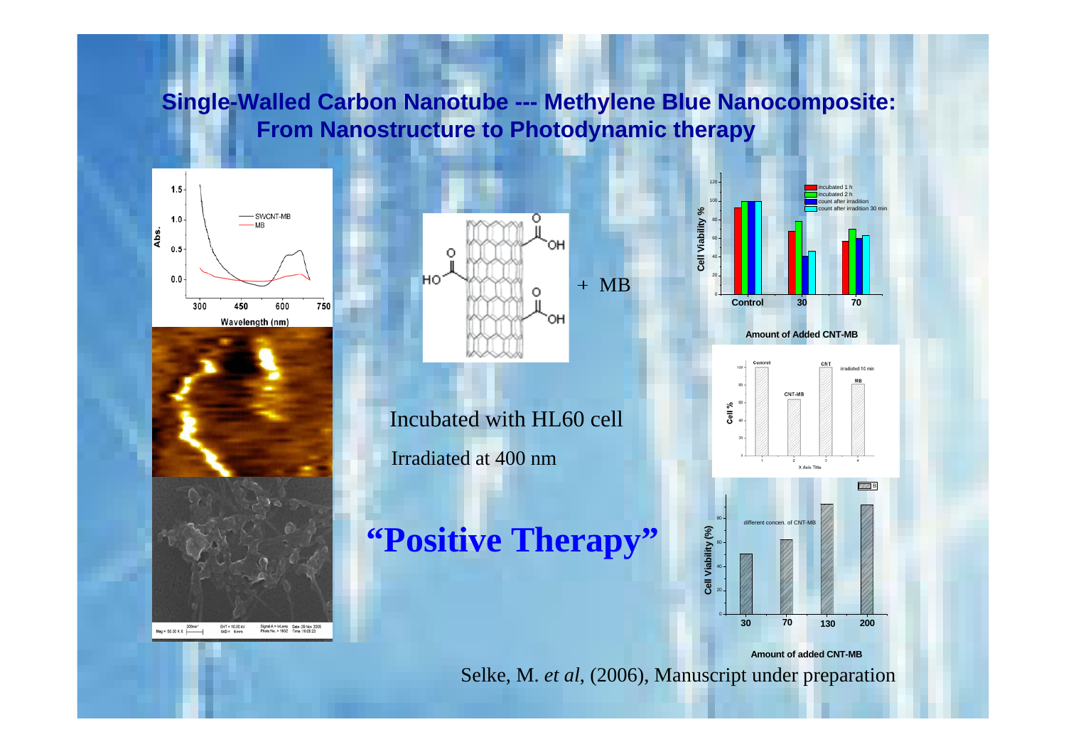## Single-Walled Carbon Nanotube --- Methylene Blue Nanocomposite: From Nanostructure to Photodynamic therapy

+ MB

Incubated with HL60 cell

Irradiated at 400 nm

**"Positive Therapy"**

Selke, M. *et al*, (2006), Manuscript under preparation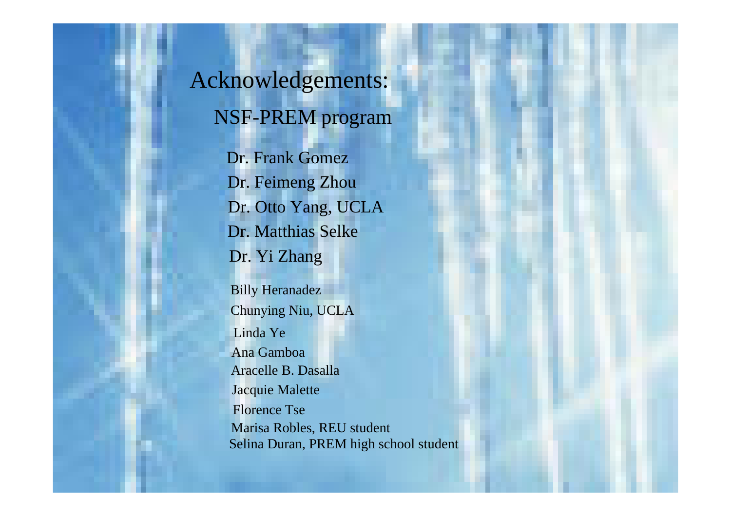# Acknowledgements:

NSF-PREM program

Dr. Frank Gomez
Dr. Feimeng Zhou
Dr. Otto Yang, UCLA
Dr. Matthias Selke
Dr. Yi Zhang

Billy Heranadez
Chunying Niu, UCLA
Linda Ye
Ana Gamboa
Aracelle B. Dasalla
Jacquie Malette
Florence Tse
Marisa Robles, REU student
Selina Duran, PREM high school student